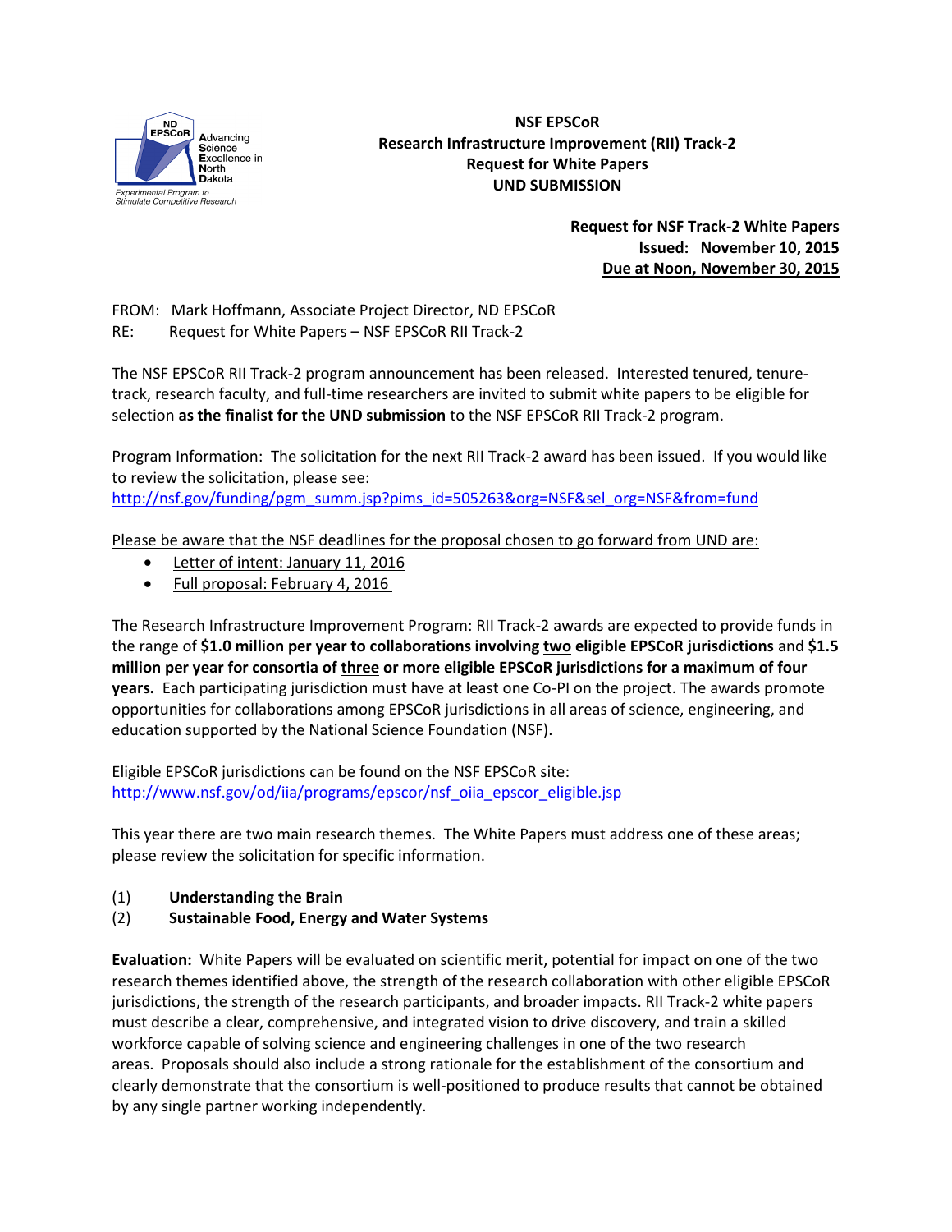**NSF EPSCoR**
**Research Infrastructure Improvement (RII) Track-2**
**Request for White Papers**
**UND SUBMISSION**

**Request for NSF Track-2 White Papers**
**Issued: November 10, 2015**
**Due at Noon, November 30, 2015**

FROM: Mark Hoffmann, Associate Project Director, ND EPSCoR
RE: Request for White Papers – NSF EPSCoR RII Track-2

The NSF EPSCoR RII Track-2 program announcement has been released. Interested tenured, tenure-track, research faculty, and full-time researchers are invited to submit white papers to be eligible for selection **as the finalist for the UND submission** to the NSF EPSCoR RII Track-2 program.

Program Information: The solicitation for the next RII Track-2 award has been issued. If you would like to review the solicitation, please see:
http://nsf.gov/funding/pgm_summ.jsp?pims_id=505263&org=NSF&sel_org=NSF&from=fund

Please be aware that the NSF deadlines for the proposal chosen to go forward from UND are:

- Letter of intent: January 11, 2016
- Full proposal: February 4, 2016

The Research Infrastructure Improvement Program: RII Track-2 awards are expected to provide funds in the range of **$1.0 million per year to collaborations involving two eligible EPSCoR jurisdictions** and **$1.5 million per year for consortia of three or more eligible EPSCoR jurisdictions for a maximum of four years.** Each participating jurisdiction must have at least one Co-PI on the project. The awards promote opportunities for collaborations among EPSCoR jurisdictions in all areas of science, engineering, and education supported by the National Science Foundation (NSF).

Eligible EPSCoR jurisdictions can be found on the NSF EPSCoR site:
http://www.nsf.gov/od/iia/programs/epscor/nsf_oiia_epscor_eligible.jsp

This year there are two main research themes. The White Papers must address one of these areas; please review the solicitation for specific information.

(1) **Understanding the Brain**
(2) **Sustainable Food, Energy and Water Systems**

**Evaluation:** White Papers will be evaluated on scientific merit, potential for impact on one of the two research themes identified above, the strength of the research collaboration with other eligible EPSCoR jurisdictions, the strength of the research participants, and broader impacts. RII Track-2 white papers must describe a clear, comprehensive, and integrated vision to drive discovery, and train a skilled workforce capable of solving science and engineering challenges in one of the two research areas. Proposals should also include a strong rationale for the establishment of the consortium and clearly demonstrate that the consortium is well-positioned to produce results that cannot be obtained by any single partner working independently.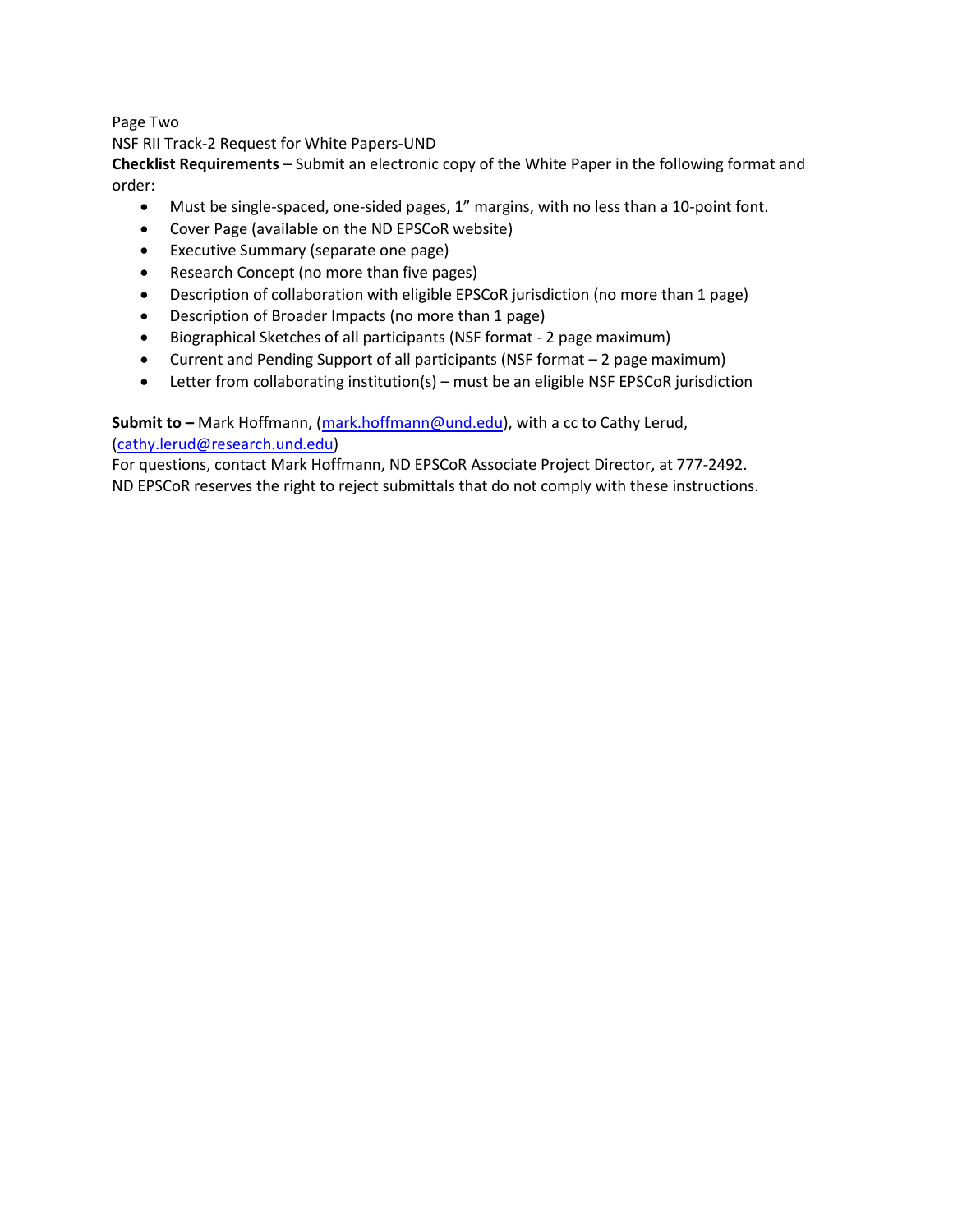Page Two

NSF RII Track-2 Request for White Papers-UND

**Checklist Requirements** – Submit an electronic copy of the White Paper in the following format and order:

- Must be single-spaced, one-sided pages, 1" margins, with no less than a 10-point font.
- Cover Page (available on the ND EPSCoR website)
- Executive Summary (separate one page)
- Research Concept (no more than five pages)
- Description of collaboration with eligible EPSCoR jurisdiction (no more than 1 page)
- Description of Broader Impacts (no more than 1 page)
- Biographical Sketches of all participants (NSF format - 2 page maximum)
- Current and Pending Support of all participants (NSF format – 2 page maximum)
- Letter from collaborating institution(s) – must be an eligible NSF EPSCoR jurisdiction

**Submit to –** Mark Hoffmann, (mark.hoffmann@und.edu), with a cc to Cathy Lerud, (cathy.lerud@research.und.edu)

For questions, contact Mark Hoffmann, ND EPSCoR Associate Project Director, at 777-2492.

ND EPSCoR reserves the right to reject submittals that do not comply with these instructions.